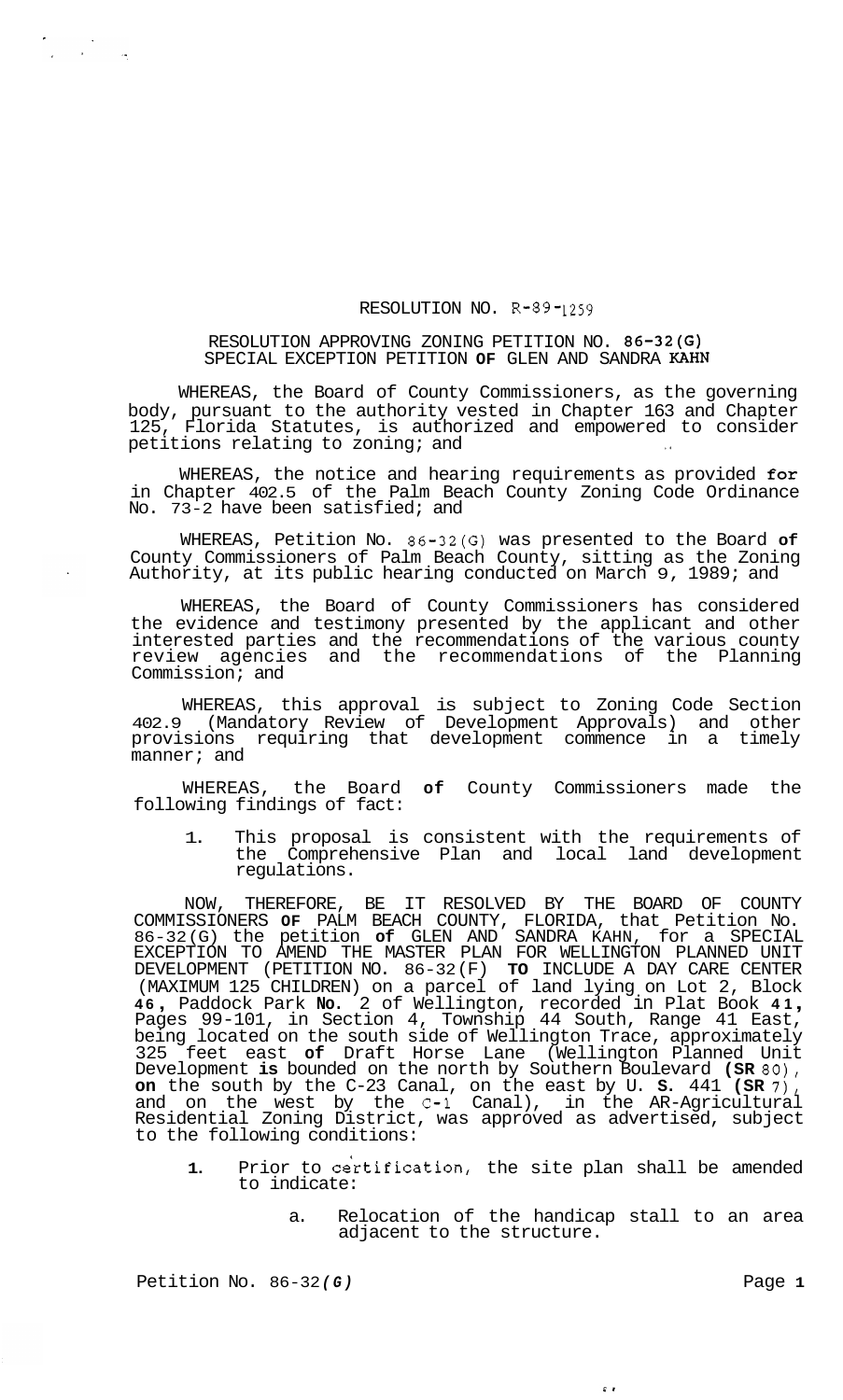RESOLUTION NO. R-89-1259

RESOLUTION APPROVING ZONING PETITION NO. 86-32(G)
SPECIAL EXCEPTION PETITION OF GLEN AND SANDRA KAHN

WHEREAS, the Board of County Commissioners, as the governing body, pursuant to the authority vested in Chapter 163 and Chapter 125, Florida Statutes, is authorized and empowered to consider petitions relating to zoning; and

WHEREAS, the notice and hearing requirements as provided for in Chapter 402.5 of the Palm Beach County Zoning Code Ordinance No. 73-2 have been satisfied; and

WHEREAS, Petition No. 86-32(G) was presented to the Board of County Commissioners of Palm Beach County, sitting as the Zoning Authority, at its public hearing conducted on March 9, 1989; and

WHEREAS, the Board of County Commissioners has considered the evidence and testimony presented by the applicant and other interested parties and the recommendations of the various county review agencies and the recommendations of the Planning Commission; and

WHEREAS, this approval is subject to Zoning Code Section 402.9 (Mandatory Review of Development Approvals) and other provisions requiring that development commence in a timely manner; and

WHEREAS, the Board of County Commissioners made the following findings of fact:

1. This proposal is consistent with the requirements of the Comprehensive Plan and local land development regulations.

NOW, THEREFORE, BE IT RESOLVED BY THE BOARD OF COUNTY COMMISSIONERS OF PALM BEACH COUNTY, FLORIDA, that Petition No. 86-32(G) the petition of GLEN AND SANDRA KAHN, for a SPECIAL EXCEPTION TO AMEND THE MASTER PLAN FOR WELLINGTON PLANNED UNIT DEVELOPMENT (PETITION NO. 86-32(F) TO INCLUDE A DAY CARE CENTER (MAXIMUM 125 CHILDREN) on a parcel of land lying on Lot 2, Block 46, Paddock Park No. 2 of Wellington, recorded in Plat Book 41, Pages 99-101, in Section 4, Township 44 South, Range 41 East, being located on the south side of Wellington Trace, approximately 325 feet east of Draft Horse Lane (Wellington Planned Unit Development is bounded on the north by Southern Boulevard (SR 80), on the south by the C-23 Canal, on the east by U. S. 441 (SR 7), and on the west by the C-1 Canal), in the AR-Agricultural Residential Zoning District, was approved as advertised, subject to the following conditions:

1. Prior to certification, the site plan shall be amended to indicate:

   a. Relocation of the handicap stall to an area adjacent to the structure.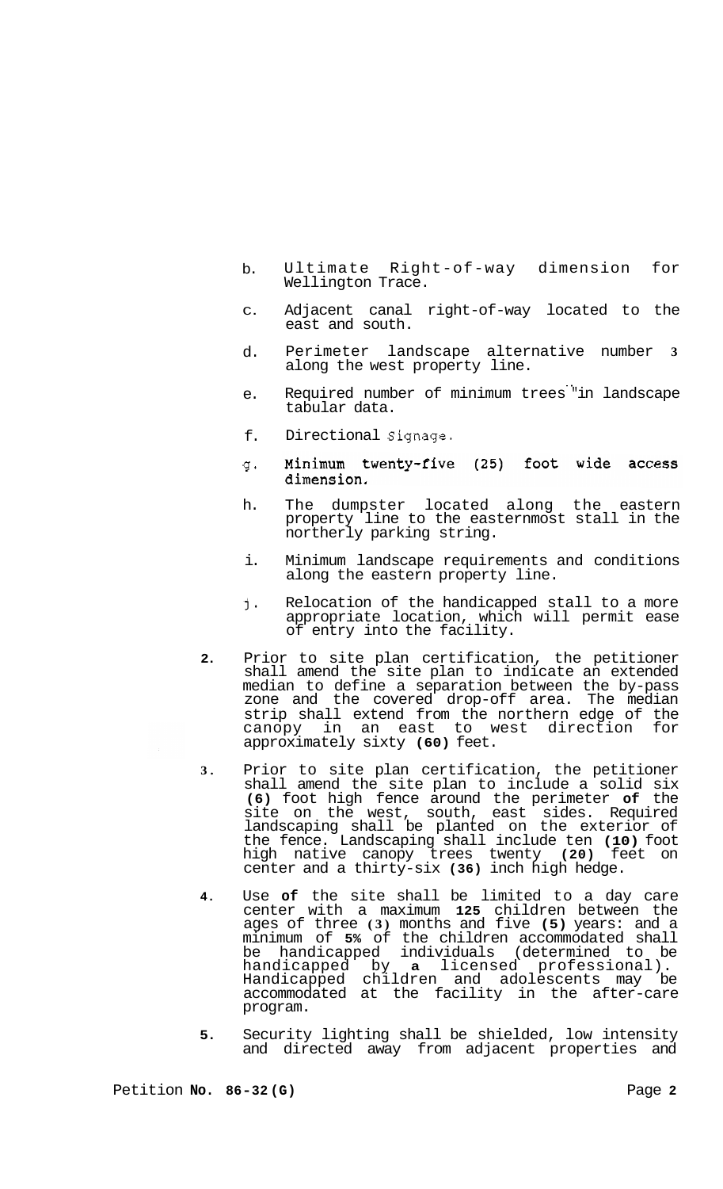b. Ultimate Right-of-way dimension for Wellington Trace.

c. Adjacent canal right-of-way located to the east and south.

d. Perimeter landscape alternative number 3 along the west property line.

e. Required number of minimum trees in landscape tabular data.

f. Directional Signage.

g. Minimum twenty-five (25) foot wide access dimension.

h. The dumpster located along the eastern property line to the easternmost stall in the northerly parking string.

i. Minimum landscape requirements and conditions along the eastern property line.

j. Relocation of the handicapped stall to a more appropriate location, which will permit ease of entry into the facility.

2. Prior to site plan certification, the petitioner shall amend the site plan to indicate an extended median to define a separation between the by-pass zone and the covered drop-off area. The median strip shall extend from the northern edge of the canopy in an east to west direction for approximately sixty **(60)** feet.

3. Prior to site plan certification, the petitioner shall amend the site plan to include a solid six **(6)** foot high fence around the perimeter **of** the site on the west, south, east sides. Required landscaping shall be planted on the exterior of the fence. Landscaping shall include ten **(10)** foot high native canopy trees twenty **(20)** feet on center and a thirty-six **(36)** inch high hedge.

4. Use **of** the site shall be limited to a day care center with a maximum **125** children between the ages of three **(3)** months and five **(5)** years: and a minimum of **5%** of the children accommodated shall be handicapped individuals (determined to be handicapped by **a** licensed professional). Handicapped children and adolescents may be accommodated at the facility in the after-care program.

5. Security lighting shall be shielded, low intensity and directed away from adjacent properties and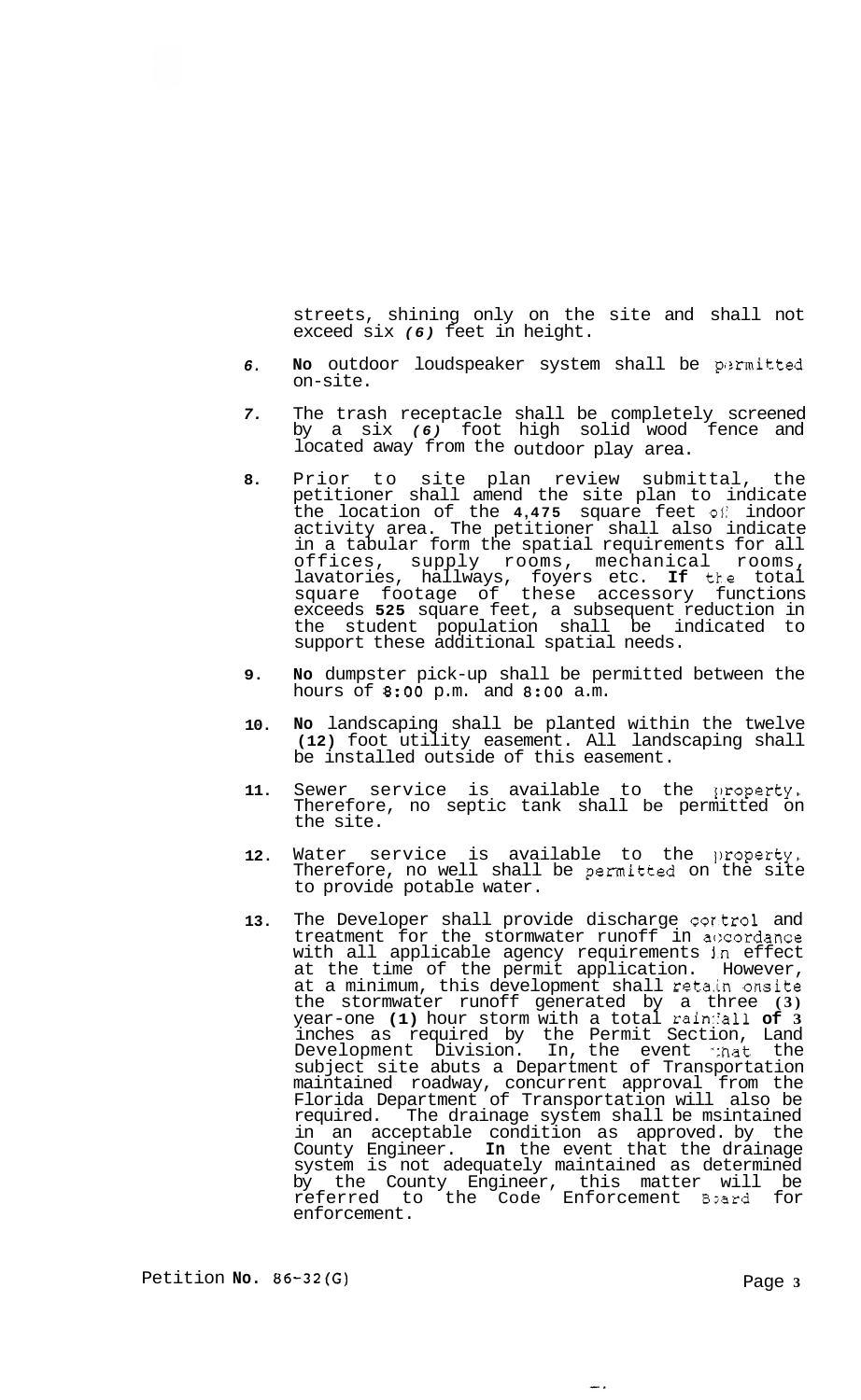streets, shining only on the site and shall not exceed six *(6)* feet in height.

6. **No** outdoor loudspeaker system shall be permitted on-site.

7. The trash receptacle shall be completely screened by a six *(6)* foot high solid wood fence and located away from the outdoor play area.

8. Prior to site plan review submittal, the petitioner shall amend the site plan to indicate the location of the **4,475** square feet of indoor activity area. The petitioner shall also indicate in a tabular form the spatial requirements for all offices, supply rooms, mechanical rooms, lavatories, hallways, foyers etc. **If** the total square footage of these accessory functions exceeds **525** square feet, a subsequent reduction in the student population shall be indicated to support these additional spatial needs.

9. **No** dumpster pick-up shall be permitted between the hours of **8:00** p.m. and **8:00** a.m.

10. **No** landscaping shall be planted within the twelve **(12)** foot utility easement. All landscaping shall be installed outside of this easement.

11. Sewer service is available to the property. Therefore, no septic tank shall be permitted on the site.

12. Water service is available to the property. Therefore, no well shall be permitted on the site to provide potable water.

13. The Developer shall provide discharge control and treatment for the stormwater runoff in accordance with all applicable agency requirements in effect at the time of the permit application. However, at a minimum, this development shall retain onsite the stormwater runoff generated by a three **(3)** year-one **(1)** hour storm with a total rainfall **of 3** inches as required by the Permit Section, Land Development Division. In, the event that the subject site abuts a Department of Transportation maintained roadway, concurrent approval from the Florida Department of Transportation will also be required. The drainage system shall be msintained in an acceptable condition as approved. by the County Engineer. **In** the event that the drainage system is not adequately maintained as determined by the County Engineer, this matter will be referred to the Code Enforcement Board for enforcement.

Petition **No.** 86-32(G)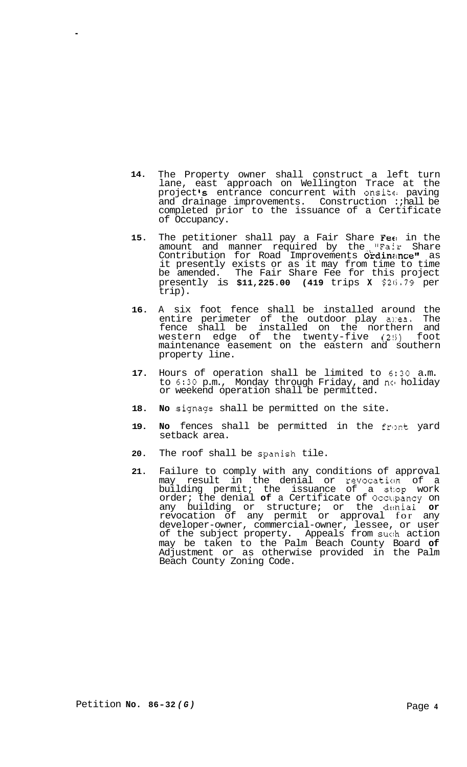14. The Property owner shall construct a left turn lane, east approach on Wellington Trace at the project's entrance concurrent with onsite paving and drainage improvements. Construction shall be completed prior to the issuance of a Certificate of Occupancy.

15. The petitioner shall pay a Fair Share Fee in the amount and manner required by the "Fair Share Contribution for Road Improvements Ordinance" as it presently exists or as it may from time to time be amended. The Fair Share Fee for this project presently is **$11,225.00 (419** trips **X** $26.79 per trip).

16. A six foot fence shall be installed around the entire perimeter of the outdoor play area. The fence shall be installed on the northern and western edge of the twenty-five (25) foot maintenance easement on the eastern and southern property line.

17. Hours of operation shall be limited to 6:30 a.m. to 6:30 p.m., Monday through Friday, and no holiday or weekend operation shall be permitted.

18. **No** signage shall be permitted on the site.

19. **No** fences shall be permitted in the front yard setback area.

20. The roof shall be spanish tile.

21. Failure to comply with any conditions of approval may result in the denial or revocation of a building permit; the issuance of a stop work order; the denial **of** a Certificate of Occupancy on any building or structure; or the denial **or** revocation of any permit or approval for any developer-owner, commercial-owner, lessee, or user of the subject property. Appeals from such action may be taken to the Palm Beach County Board **of** Adjustment or as otherwise provided in the Palm Beach County Zoning Code.

Petition **No. 86-32** ***(G)***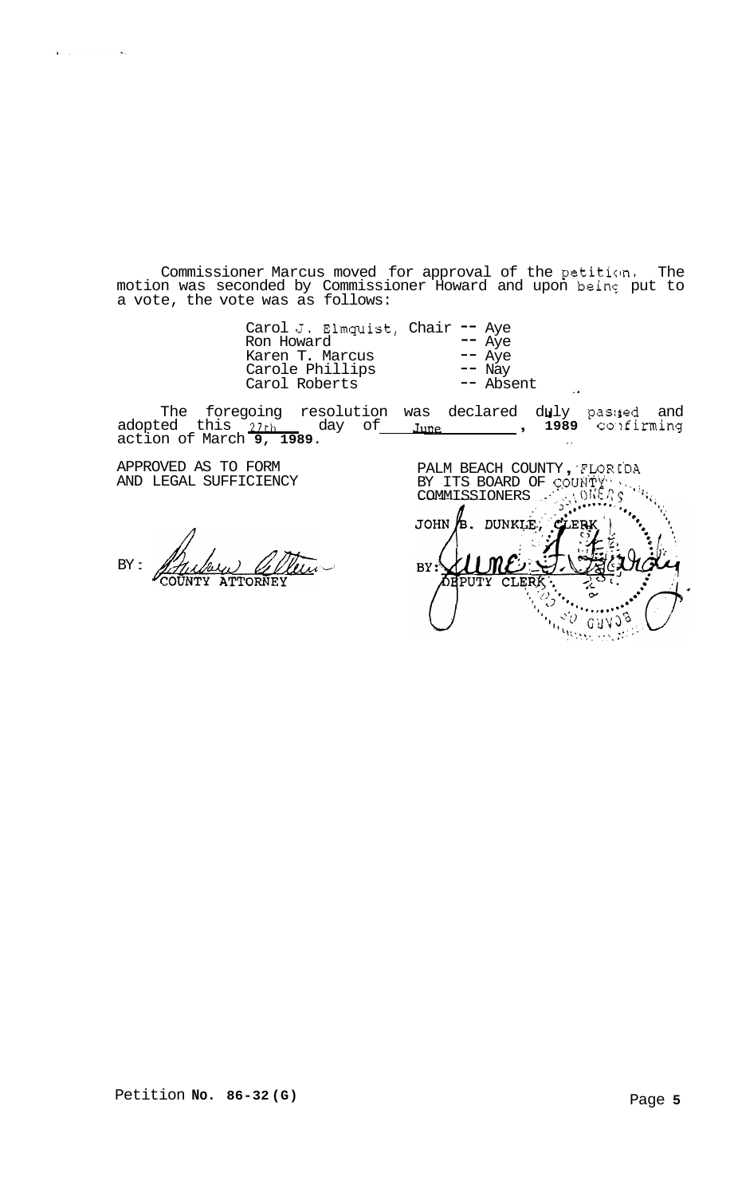Commissioner Marcus moved for approval of the petition. The motion was seconded by Commissioner Howard and upon being put to a vote, the vote was as follows:

| | |
|---|---|
| Carol J. Elmquist, Chair | -- Aye |
| Ron Howard | -- Aye |
| Karen T. Marcus | -- Aye |
| Carole Phillips | -- Nay |
| Carol Roberts | -- Absent |

The foregoing resolution was declared duly passed and adopted this 27th day of June, 1989 confirming action of March 9, 1989.

APPROVED AS TO FORM AND LEGAL SUFFICIENCY

BY: COUNTY ATTORNEY

PALM BEACH COUNTY, FLORIDA BY ITS BOARD OF COUNTY COMMISSIONERS

JOHN B. DUNKLE, CLERK

BY: DEPUTY CLERK

Petition No. 86-32(G)